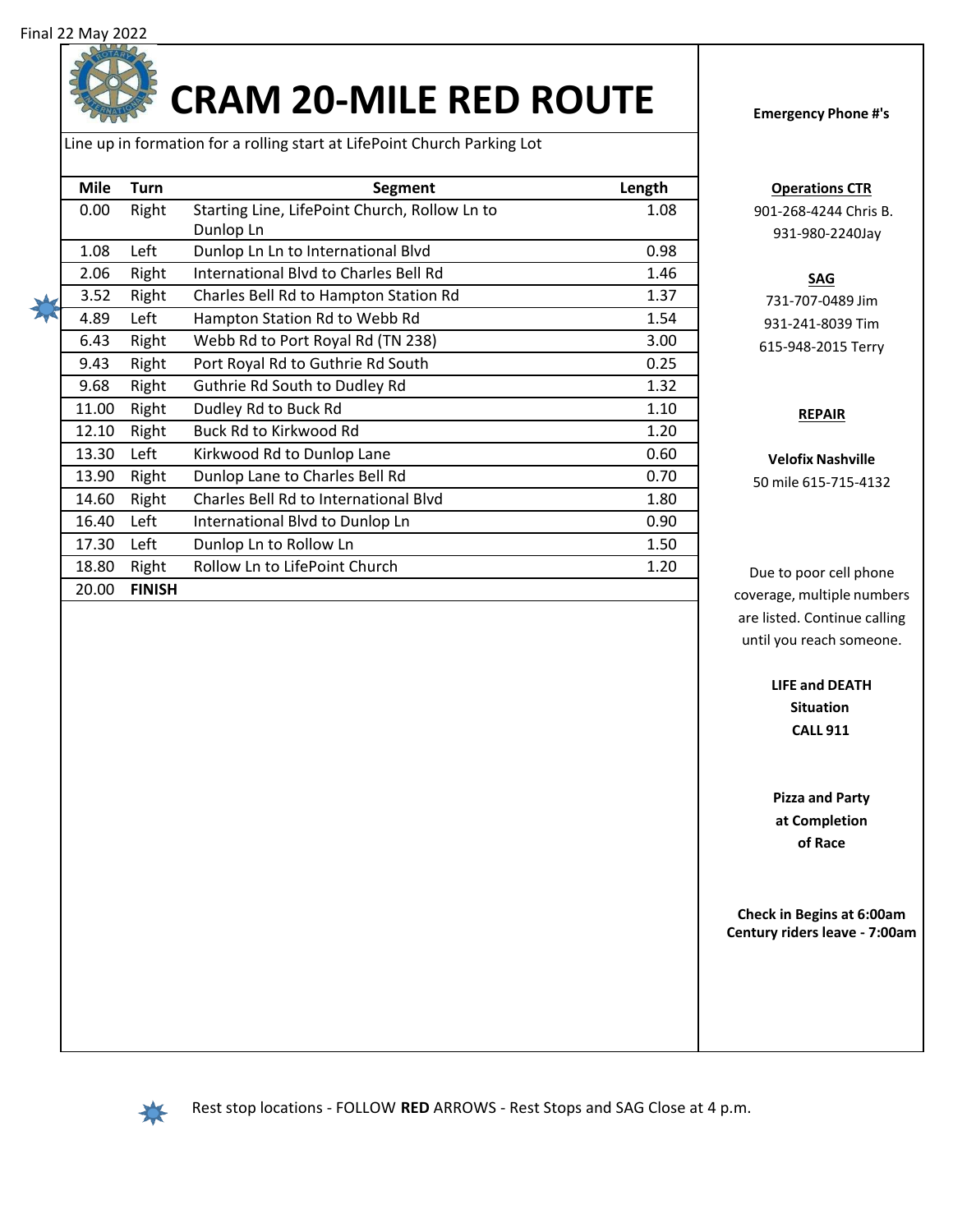Final 22 May 2022

# CRAM 20-MILE RED ROUTE

Line up in formation for a rolling start at LifePoint Church Parking Lot

| Mile | Turn | Segment | Length |
|---|---|---|---|
| 0.00 | Right | Starting Line, LifePoint Church, Rollow Ln to Dunlop Ln | 1.08 |
| 1.08 | Left | Dunlop Ln Ln to International Blvd | 0.98 |
| 2.06 | Right | International Blvd to Charles Bell Rd | 1.46 |
| 3.52 | Right | Charles Bell Rd to Hampton Station Rd | 1.37 |
| 4.89 | Left | Hampton Station Rd to Webb Rd | 1.54 |
| 6.43 | Right | Webb Rd to Port Royal Rd (TN 238) | 3.00 |
| 9.43 | Right | Port Royal Rd to Guthrie Rd South | 0.25 |
| 9.68 | Right | Guthrie Rd South to Dudley Rd | 1.32 |
| 11.00 | Right | Dudley Rd to Buck Rd | 1.10 |
| 12.10 | Right | Buck Rd to Kirkwood Rd | 1.20 |
| 13.30 | Left | Kirkwood Rd to Dunlop Lane | 0.60 |
| 13.90 | Right | Dunlop Lane to Charles Bell Rd | 0.70 |
| 14.60 | Right | Charles Bell Rd to International Blvd | 1.80 |
| 16.40 | Left | International Blvd to Dunlop Ln | 0.90 |
| 17.30 | Left | Dunlop Ln to Rollow Ln | 1.50 |
| 18.80 | Right | Rollow Ln to LifePoint Church | 1.20 |
| 20.00 | **FINISH** | | |

**Emergency Phone #'s**

**Operations CTR**
901-268-4244 Chris B.
931-980-2240Jay

**SAG**
731-707-0489 Jim
931-241-8039 Tim
615-948-2015 Terry

**REPAIR**

**Velofix Nashville**
50 mile 615-715-4132

Due to poor cell phone coverage, multiple numbers are listed. Continue calling until you reach someone.

**LIFE and DEATH Situation CALL 911**

**Pizza and Party at Completion of Race**

**Check in Begins at 6:00am**
**Century riders leave - 7:00am**

Rest stop locations - FOLLOW **RED** ARROWS - Rest Stops and SAG Close at 4 p.m.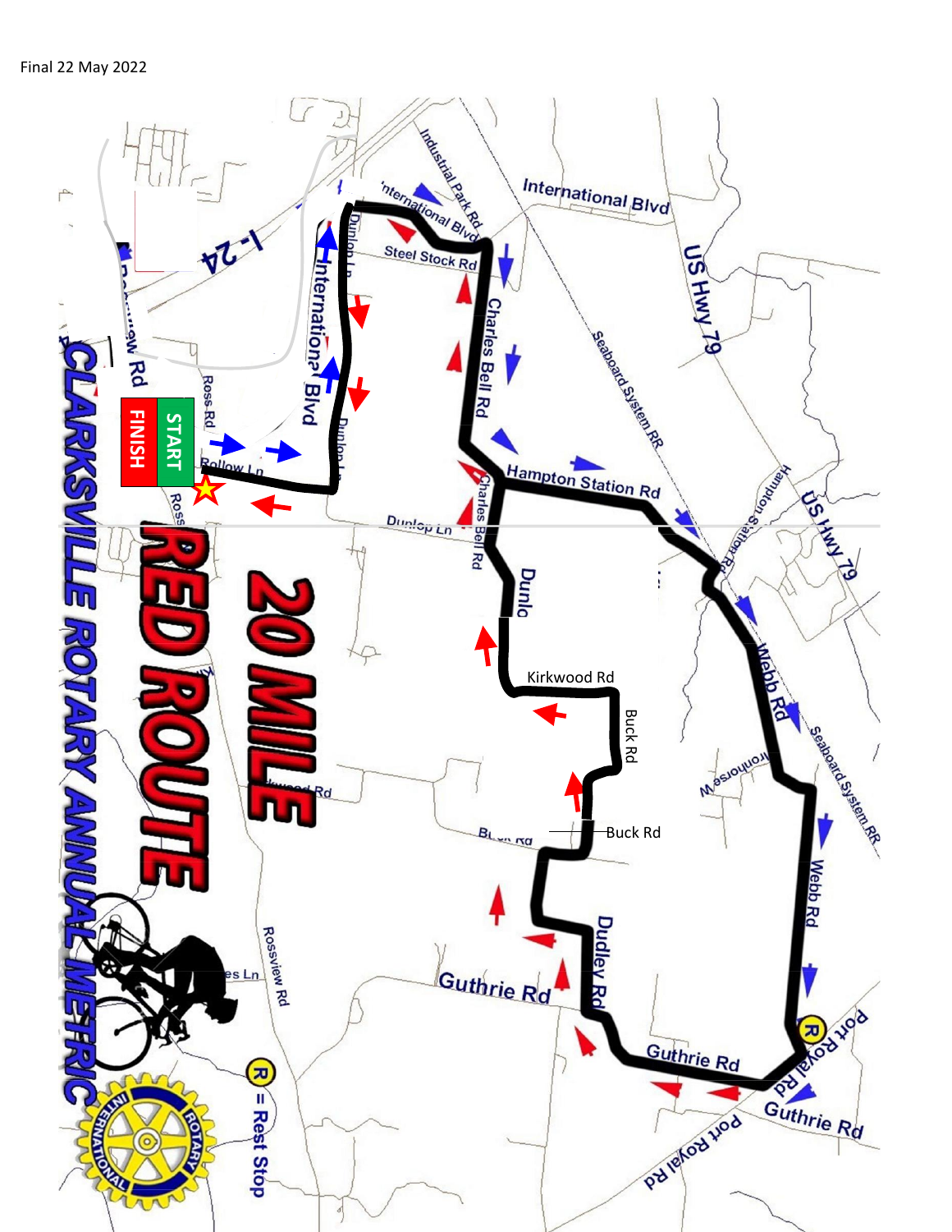Final 22 May 2022

# CLARKSVILLE ROTARY ANNUAL METRIC

# 20 MILE RED ROUTE

START

FINISH

R = Rest Stop

International Blvd

Industrial Park Rd

Steel Stock Rd

Charles Bell Rd

US Hwy 79

Seaboard System RR

Hampton Station Rd

I-24

Dunlop Ln

Ross Rd

Rollow Ln

Dunlop Ln

Dunlo

Kirkwood Rd

Buck Rd

Buck Rd

Webb Rd

Ironhorse W

Dudley Rd

Guthrie Rd

Guthrie Rd

Port Royal Rd

Rossview Rd